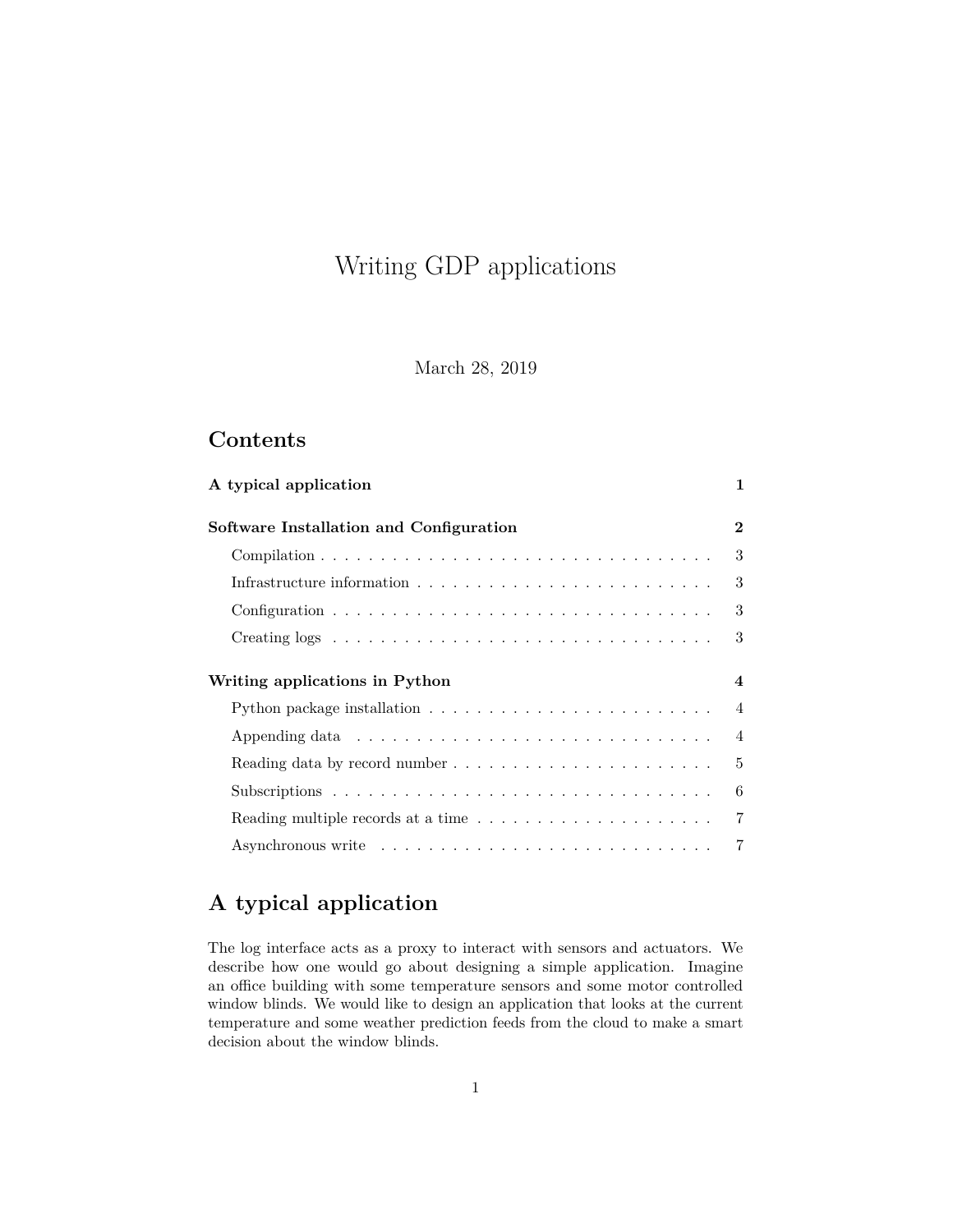# Writing GDP applications

March 28, 2019

## Contents

| | |
|---|---|
| **A typical application** | **1** |
| **Software Installation and Configuration** | **2** |
| Compilation | 3 |
| Infrastructure information | 3 |
| Configuration | 3 |
| Creating logs | 3 |
| **Writing applications in Python** | **4** |
| Python package installation | 4 |
| Appending data | 4 |
| Reading data by record number | 5 |
| Subscriptions | 6 |
| Reading multiple records at a time | 7 |
| Asynchronous write | 7 |

## A typical application

The log interface acts as a proxy to interact with sensors and actuators. We describe how one would go about designing a simple application. Imagine an office building with some temperature sensors and some motor controlled window blinds. We would like to design an application that looks at the current temperature and some weather prediction feeds from the cloud to make a smart decision about the window blinds.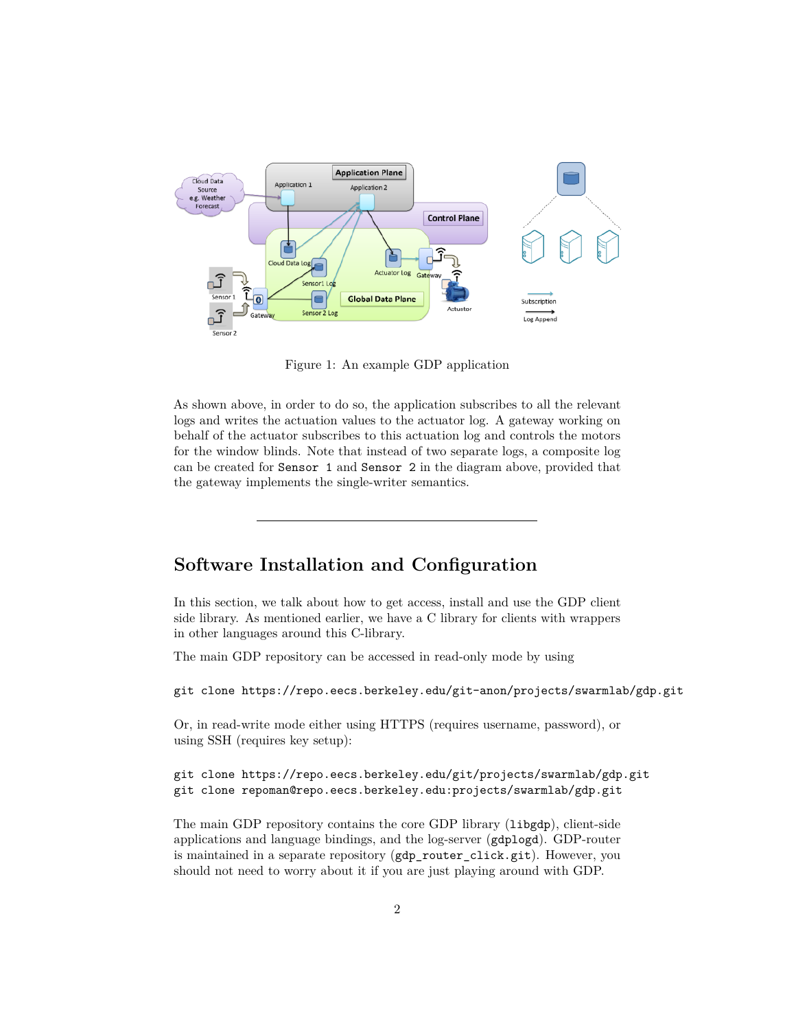Figure 1: An example GDP application

As shown above, in order to do so, the application subscribes to all the relevant logs and writes the actuation values to the actuator log. A gateway working on behalf of the actuator subscribes to this actuation log and controls the motors for the window blinds. Note that instead of two separate logs, a composite log can be created for `Sensor 1` and `Sensor 2` in the diagram above, provided that the gateway implements the single-writer semantics.

---

## Software Installation and Configuration

In this section, we talk about how to get access, install and use the GDP client side library. As mentioned earlier, we have a C library for clients with wrappers in other languages around this C-library.

The main GDP repository can be accessed in read-only mode by using

```
git clone https://repo.eecs.berkeley.edu/git-anon/projects/swarmlab/gdp.git
```

Or, in read-write mode either using HTTPS (requires username, password), or using SSH (requires key setup):

```
git clone https://repo.eecs.berkeley.edu/git/projects/swarmlab/gdp.git
git clone repoman@repo.eecs.berkeley.edu:projects/swarmlab/gdp.git
```

The main GDP repository contains the core GDP library (`libgdp`), client-side applications and language bindings, and the log-server (`gdplogd`). GDP-router is maintained in a separate repository (`gdp_router_click.git`). However, you should not need to worry about it if you are just playing around with GDP.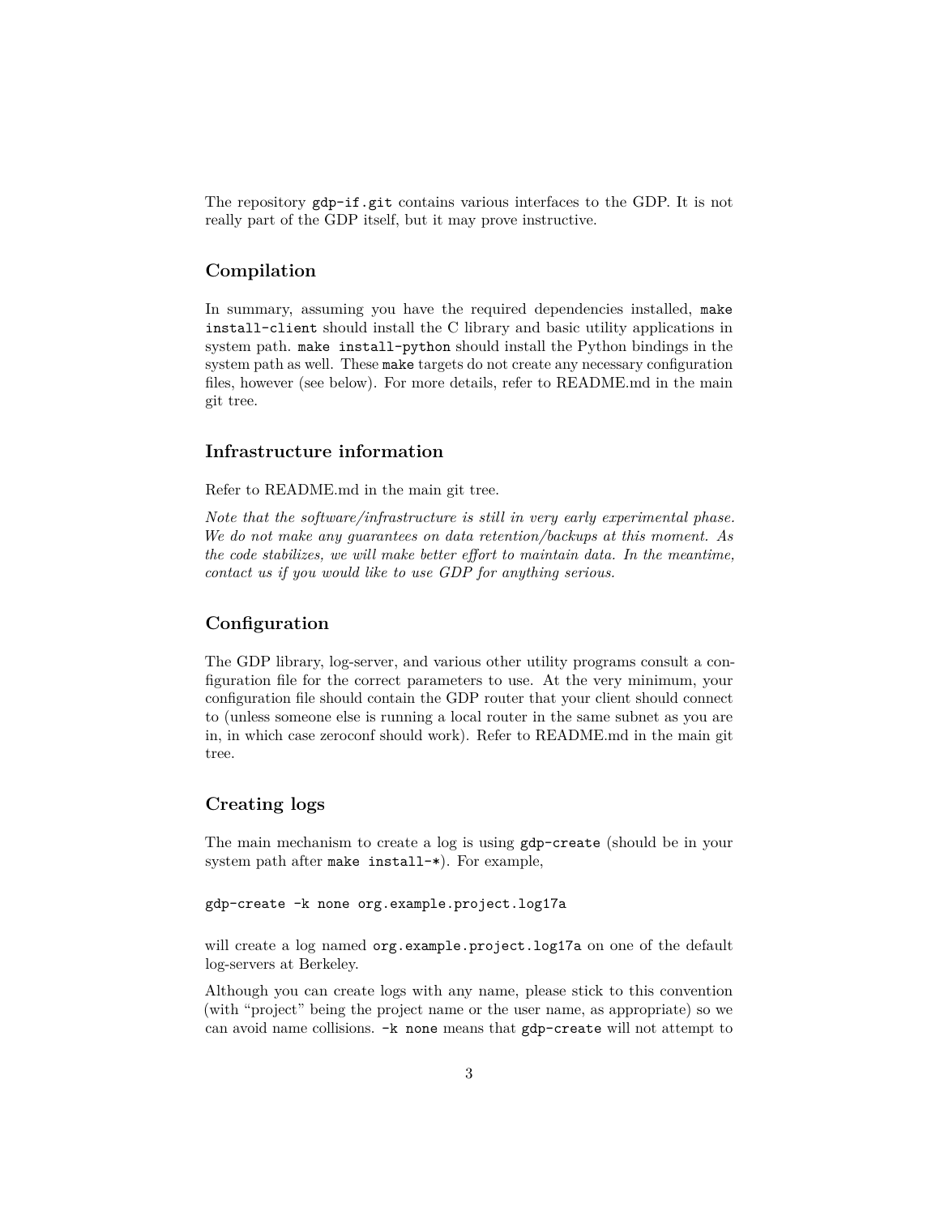The repository `gdp-if.git` contains various interfaces to the GDP. It is not really part of the GDP itself, but it may prove instructive.

## Compilation

In summary, assuming you have the required dependencies installed, `make install-client` should install the C library and basic utility applications in system path. `make install-python` should install the Python bindings in the system path as well. These `make` targets do not create any necessary configuration files, however (see below). For more details, refer to README.md in the main git tree.

## Infrastructure information

Refer to README.md in the main git tree.

*Note that the software/infrastructure is still in very early experimental phase. We do not make any guarantees on data retention/backups at this moment. As the code stabilizes, we will make better effort to maintain data. In the meantime, contact us if you would like to use GDP for anything serious.*

## Configuration

The GDP library, log-server, and various other utility programs consult a configuration file for the correct parameters to use. At the very minimum, your configuration file should contain the GDP router that your client should connect to (unless someone else is running a local router in the same subnet as you are in, in which case zeroconf should work). Refer to README.md in the main git tree.

## Creating logs

The main mechanism to create a log is using `gdp-create` (should be in your system path after `make install-*`). For example,

```
gdp-create -k none org.example.project.log17a
```

will create a log named `org.example.project.log17a` on one of the default log-servers at Berkeley.

Although you can create logs with any name, please stick to this convention (with "project" being the project name or the user name, as appropriate) so we can avoid name collisions. `-k none` means that `gdp-create` will not attempt to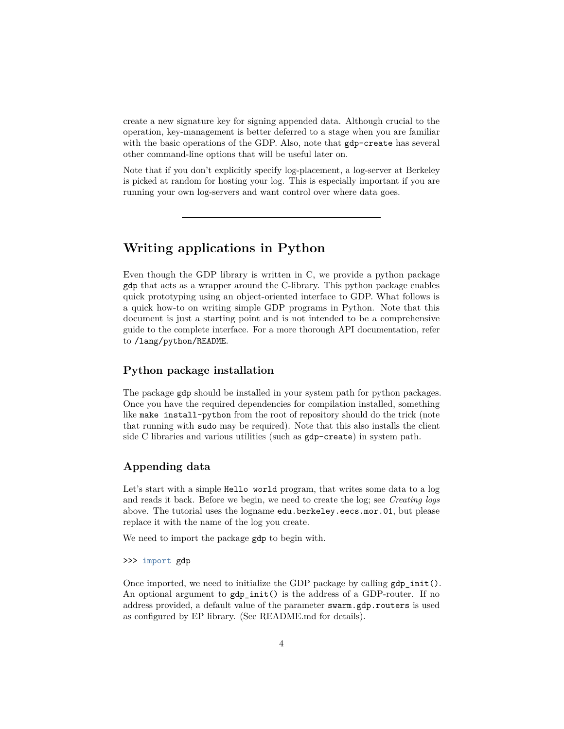create a new signature key for signing appended data. Although crucial to the operation, key-management is better deferred to a stage when you are familiar with the basic operations of the GDP. Also, note that `gdp-create` has several other command-line options that will be useful later on.

Note that if you don't explicitly specify log-placement, a log-server at Berkeley is picked at random for hosting your log. This is especially important if you are running your own log-servers and want control over where data goes.

---

## Writing applications in Python

Even though the GDP library is written in C, we provide a python package `gdp` that acts as a wrapper around the C-library. This python package enables quick prototyping using an object-oriented interface to GDP. What follows is a quick how-to on writing simple GDP programs in Python. Note that this document is just a starting point and is not intended to be a comprehensive guide to the complete interface. For a more thorough API documentation, refer to `/lang/python/README`.

### Python package installation

The package `gdp` should be installed in your system path for python packages. Once you have the required dependencies for compilation installed, something like `make install-python` from the root of repository should do the trick (note that running with `sudo` may be required). Note that this also installs the client side C libraries and various utilities (such as `gdp-create`) in system path.

### Appending data

Let's start with a simple `Hello world` program, that writes some data to a log and reads it back. Before we begin, we need to create the log; see *Creating logs* above. The tutorial uses the logname `edu.berkeley.eecs.mor.01`, but please replace it with the name of the log you create.

We need to import the package `gdp` to begin with.

```
>>> import gdp
```

Once imported, we need to initialize the GDP package by calling `gdp_init()`. An optional argument to `gdp_init()` is the address of a GDP-router. If no address provided, a default value of the parameter `swarm.gdp.routers` is used as configured by EP library. (See README.md for details).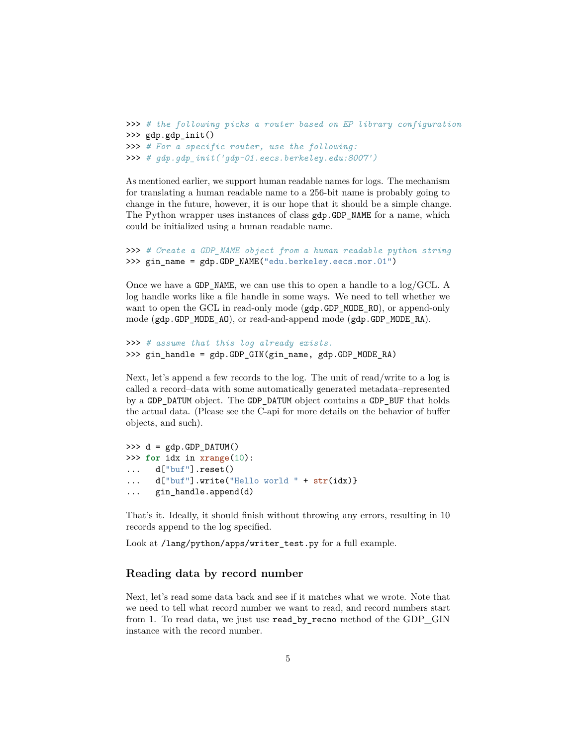```
>>> # the following picks a router based on EP library configuration
>>> gdp.gdp_init()
>>> # For a specific router, use the following:
>>> # gdp.gdp_init('gdp-01.eecs.berkeley.edu:8007')
```

As mentioned earlier, we support human readable names for logs. The mechanism for translating a human readable name to a 256-bit name is probably going to change in the future, however, it is our hope that it should be a simple change. The Python wrapper uses instances of class `gdp.GDP_NAME` for a name, which could be initialized using a human readable name.

```
>>> # Create a GDP_NAME object from a human readable python string
>>> gin_name = gdp.GDP_NAME("edu.berkeley.eecs.mor.01")
```

Once we have a `GDP_NAME`, we can use this to open a handle to a log/GCL. A log handle works like a file handle in some ways. We need to tell whether we want to open the GCL in read-only mode (`gdp.GDP_MODE_RO`), or append-only mode (`gdp.GDP_MODE_AO`), or read-and-append mode (`gdp.GDP_MODE_RA`).

```
>>> # assume that this log already exists.
>>> gin_handle = gdp.GDP_GIN(gin_name, gdp.GDP_MODE_RA)
```

Next, let's append a few records to the log. The unit of read/write to a log is called a record–data with some automatically generated metadata–represented by a `GDP_DATUM` object. The `GDP_DATUM` object contains a `GDP_BUF` that holds the actual data. (Please see the C-api for more details on the behavior of buffer objects, and such).

```
>>> d = gdp.GDP_DATUM()
>>> for idx in xrange(10):
...   d["buf"].reset()
...   d["buf"].write("Hello world " + str(idx)}
...   gin_handle.append(d)
```

That's it. Ideally, it should finish without throwing any errors, resulting in 10 records append to the log specified.

Look at `/lang/python/apps/writer_test.py` for a full example.

### Reading data by record number

Next, let's read some data back and see if it matches what we wrote. Note that we need to tell what record number we want to read, and record numbers start from 1. To read data, we just use `read_by_recno` method of the GDP_GIN instance with the record number.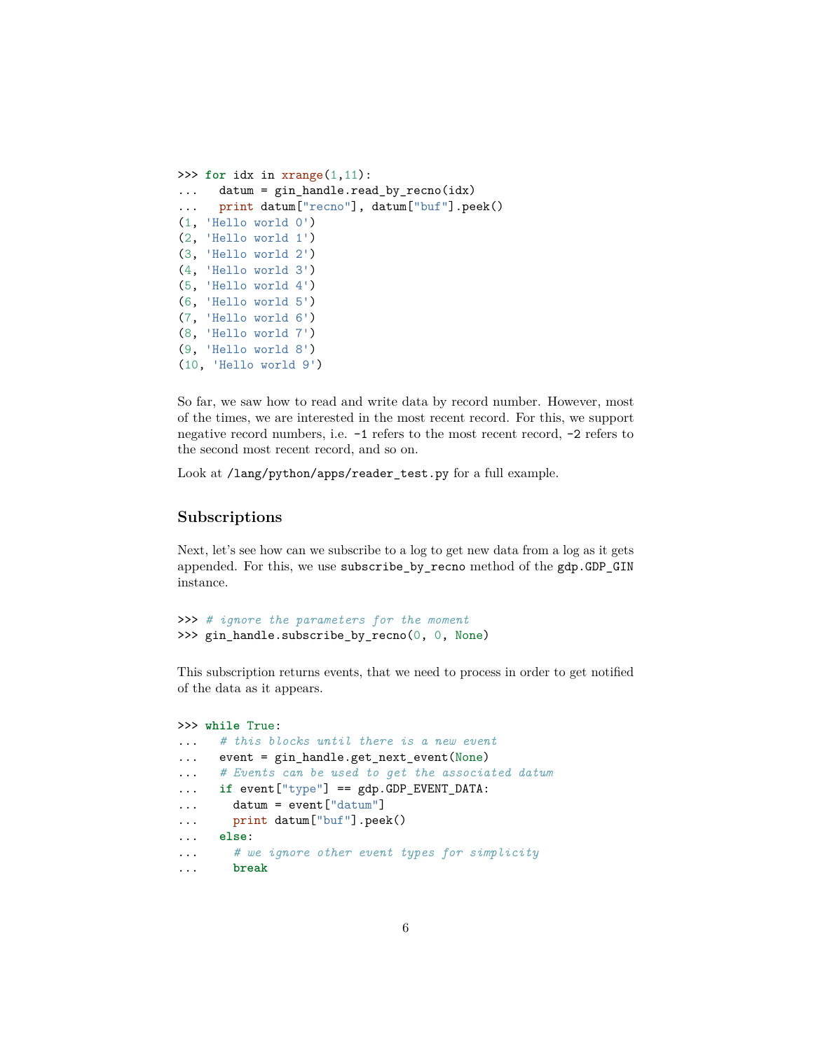```
>>> for idx in xrange(1,11):
...   datum = gin_handle.read_by_recno(idx)
...   print datum["recno"], datum["buf"].peek()
(1, 'Hello world 0')
(2, 'Hello world 1')
(3, 'Hello world 2')
(4, 'Hello world 3')
(5, 'Hello world 4')
(6, 'Hello world 5')
(7, 'Hello world 6')
(8, 'Hello world 7')
(9, 'Hello world 8')
(10, 'Hello world 9')
```

So far, we saw how to read and write data by record number. However, most of the times, we are interested in the most recent record. For this, we support negative record numbers, i.e. `-1` refers to the most recent record, `-2` refers to the second most recent record, and so on.

Look at `/lang/python/apps/reader_test.py` for a full example.

## Subscriptions

Next, let's see how can we subscribe to a log to get new data from a log as it gets appended. For this, we use `subscribe_by_recno` method of the `gdp.GDP_GIN` instance.

```
>>> # ignore the parameters for the moment
>>> gin_handle.subscribe_by_recno(0, 0, None)
```

This subscription returns events, that we need to process in order to get notified of the data as it appears.

```
>>> while True:
...   # this blocks until there is a new event
...   event = gin_handle.get_next_event(None)
...   # Events can be used to get the associated datum
...   if event["type"] == gdp.GDP_EVENT_DATA:
...     datum = event["datum"]
...     print datum["buf"].peek()
...   else:
...     # we ignore other event types for simplicity
...     break
```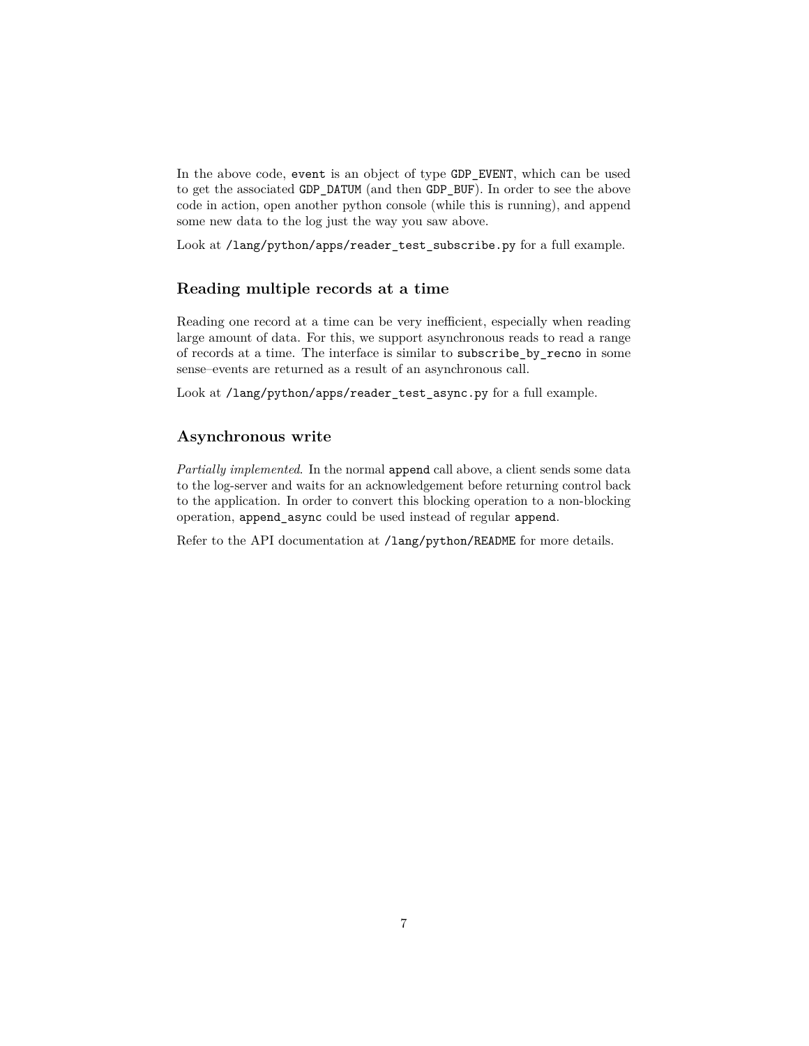In the above code, `event` is an object of type `GDP_EVENT`, which can be used to get the associated `GDP_DATUM` (and then `GDP_BUF`). In order to see the above code in action, open another python console (while this is running), and append some new data to the log just the way you saw above.

Look at `/lang/python/apps/reader_test_subscribe.py` for a full example.

### Reading multiple records at a time

Reading one record at a time can be very inefficient, especially when reading large amount of data. For this, we support asynchronous reads to read a range of records at a time. The interface is similar to `subscribe_by_recno` in some sense–events are returned as a result of an asynchronous call.

Look at `/lang/python/apps/reader_test_async.py` for a full example.

### Asynchronous write

*Partially implemented*. In the normal `append` call above, a client sends some data to the log-server and waits for an acknowledgement before returning control back to the application. In order to convert this blocking operation to a non-blocking operation, `append_async` could be used instead of regular `append`.

Refer to the API documentation at `/lang/python/README` for more details.